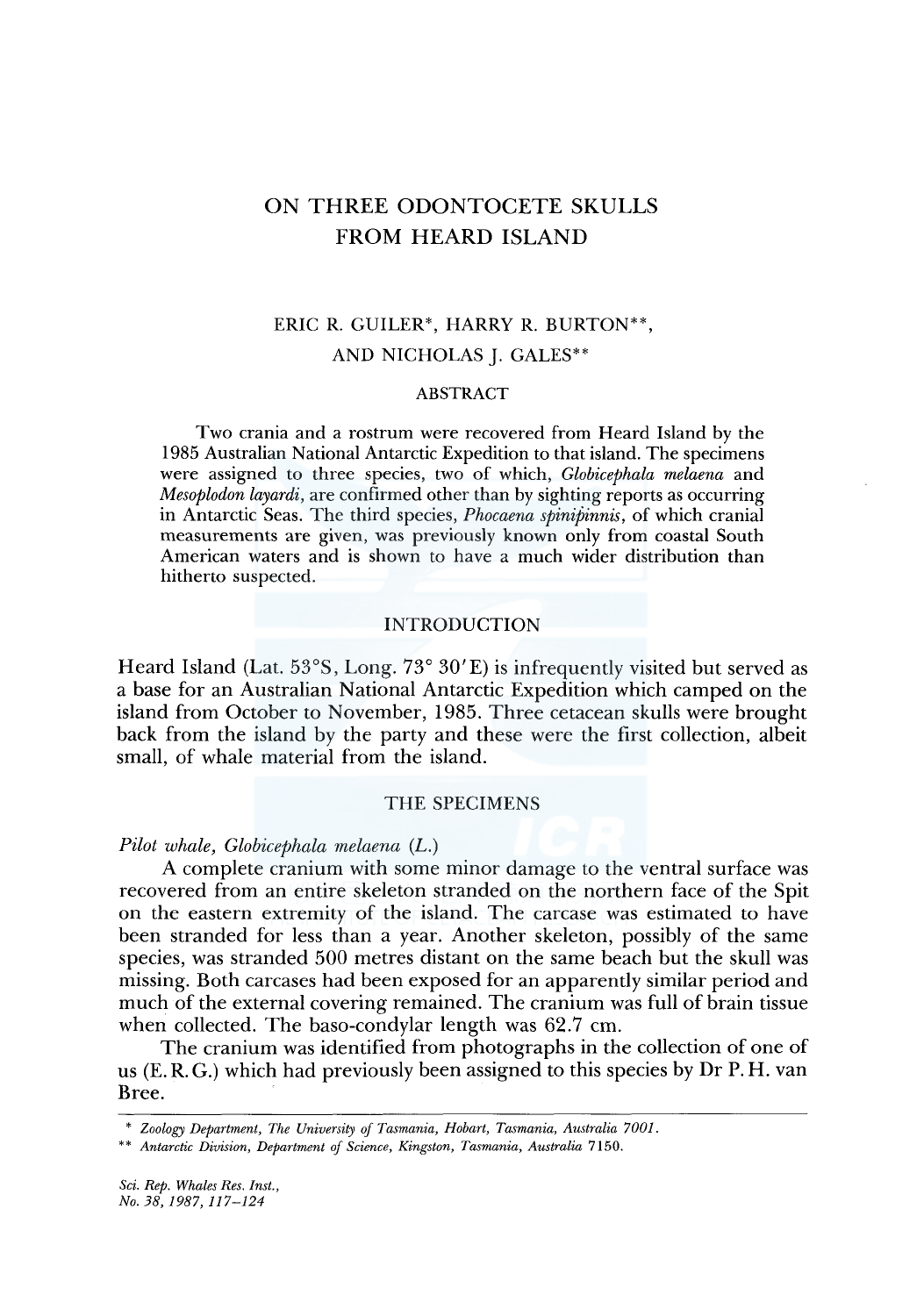# ON THREE ODONTOCETE SKULLS FROM HEARD ISLAND

ERIC R. GUILER*, HARRY R. BURTON**, AND NICHOLAS J. GALES**

## ABSTRACT

Two crania and a rostrum were recovered from Heard Island by the 1985 Australian National Antarctic Expedition to that island. The specimens were assigned to three species, two of which, *Globicephala melaena* and *Mesoplodon layardi*, are confirmed other than by sighting reports as occurring in Antarctic Seas. The third species, *Phocaena spinipinnis*, of which cranial measurements are given, was previously known only from coastal South American waters and is shown to have a much wider distribution than hitherto suspected.

## INTRODUCTION

Heard Island (Lat. 53°S, Long. 73° 30′E) is infrequently visited but served as a base for an Australian National Antarctic Expedition which camped on the island from October to November, 1985. Three cetacean skulls were brought back from the island by the party and these were the first collection, albeit small, of whale material from the island.

## THE SPECIMENS

### *Pilot whale, Globicephala melaena (L.)*

A complete cranium with some minor damage to the ventral surface was recovered from an entire skeleton stranded on the northern face of the Spit on the eastern extremity of the island. The carcase was estimated to have been stranded for less than a year. Another skeleton, possibly of the same species, was stranded 500 metres distant on the same beach but the skull was missing. Both carcases had been exposed for an apparently similar period and much of the external covering remained. The cranium was full of brain tissue when collected. The baso-condylar length was 62.7 cm.

The cranium was identified from photographs in the collection of one of us (E. R. G.) which had previously been assigned to this species by Dr P. H. van Bree.

---

\* *Zoology Department, The University of Tasmania, Hobart, Tasmania, Australia 7001.*

\*\* *Antarctic Division, Department of Science, Kingston, Tasmania, Australia 7150.*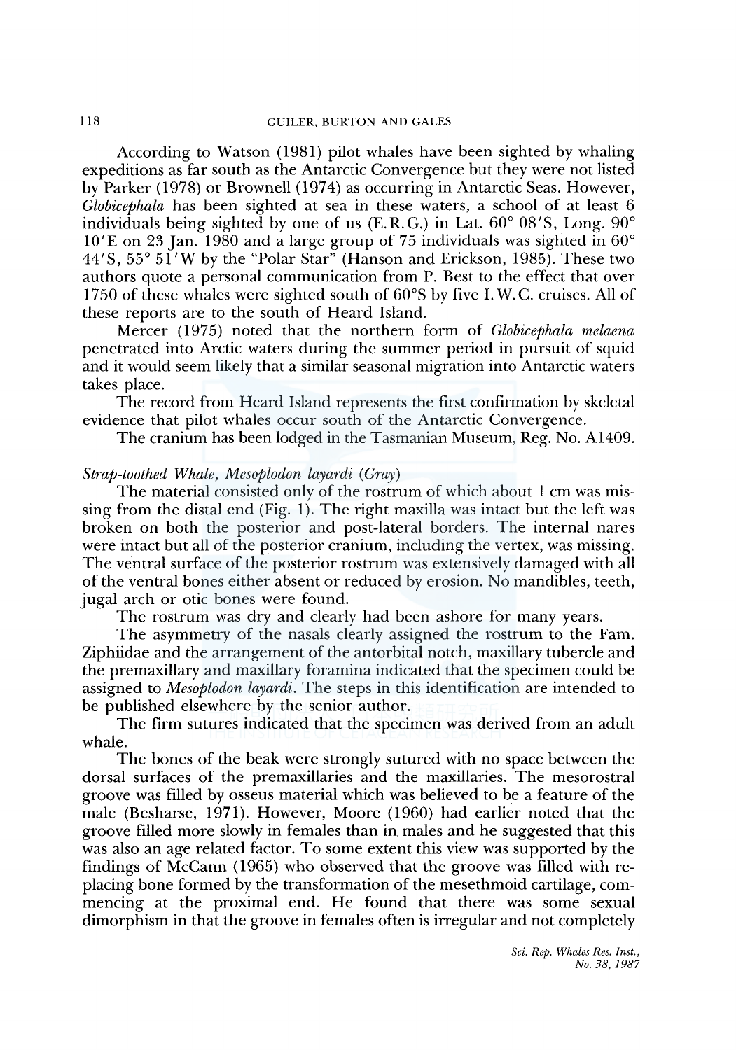According to Watson (1981) pilot whales have been sighted by whaling expeditions as far south as the Antarctic Convergence but they were not listed by Parker (1978) or Brownell (1974) as occurring in Antarctic Seas. However, *Globicephala* has been sighted at sea in these waters, a school of at least 6 individuals being sighted by one of us (E.R.G.) in Lat. 60° 08′S, Long. 90° 10′E on 23 Jan. 1980 and a large group of 75 individuals was sighted in 60° 44′S, 55° 51′W by the "Polar Star" (Hanson and Erickson, 1985). These two authors quote a personal communication from P. Best to the effect that over 1750 of these whales were sighted south of 60°S by five I.W.C. cruises. All of these reports are to the south of Heard Island.

Mercer (1975) noted that the northern form of *Globicephala melaena* penetrated into Arctic waters during the summer period in pursuit of squid and it would seem likely that a similar seasonal migration into Antarctic waters takes place.

The record from Heard Island represents the first confirmation by skeletal evidence that pilot whales occur south of the Antarctic Convergence.

The cranium has been lodged in the Tasmanian Museum, Reg. No. A1409.

*Strap-toothed Whale, Mesoplodon layardi (Gray)*

The material consisted only of the rostrum of which about 1 cm was missing from the distal end (Fig. 1). The right maxilla was intact but the left was broken on both the posterior and post-lateral borders. The internal nares were intact but all of the posterior cranium, including the vertex, was missing. The ventral surface of the posterior rostrum was extensively damaged with all of the ventral bones either absent or reduced by erosion. No mandibles, teeth, jugal arch or otic bones were found.

The rostrum was dry and clearly had been ashore for many years.

The asymmetry of the nasals clearly assigned the rostrum to the Fam. Ziphiidae and the arrangement of the antorbital notch, maxillary tubercle and the premaxillary and maxillary foramina indicated that the specimen could be assigned to *Mesoplodon layardi*. The steps in this identification are intended to be published elsewhere by the senior author.

The firm sutures indicated that the specimen was derived from an adult whale.

The bones of the beak were strongly sutured with no space between the dorsal surfaces of the premaxillaries and the maxillaries. The mesorostral groove was filled by osseus material which was believed to be a feature of the male (Besharse, 1971). However, Moore (1960) had earlier noted that the groove filled more slowly in females than in males and he suggested that this was also an age related factor. To some extent this view was supported by the findings of McCann (1965) who observed that the groove was filled with replacing bone formed by the transformation of the mesethmoid cartilage, commencing at the proximal end. He found that there was some sexual dimorphism in that the groove in females often is irregular and not completely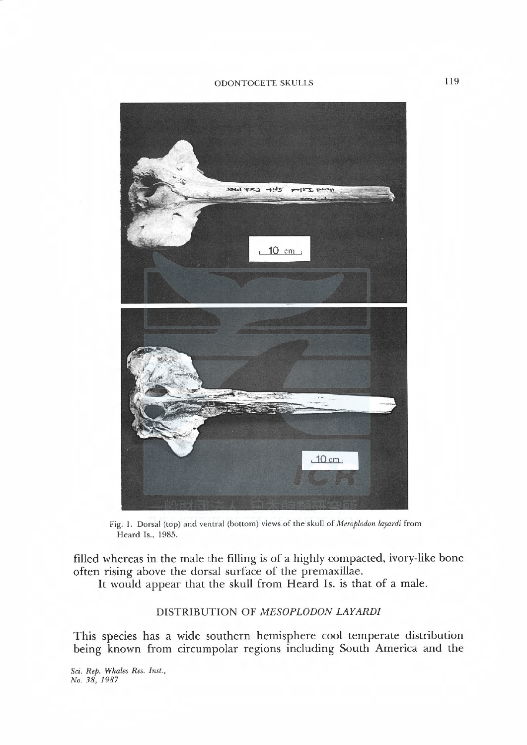Fig. 1. Dorsal (top) and ventral (bottom) views of the skull of *Mesoplodon layardi* from Heard Is., 1985.

filled whereas in the male the filling is of a highly compacted, ivory-like bone often rising above the dorsal surface of the premaxillae.

It would appear that the skull from Heard Is. is that of a male.

## DISTRIBUTION OF *MESOPLODON LAYARDI*

This species has a wide southern hemisphere cool temperate distribution being known from circumpolar regions including South America and the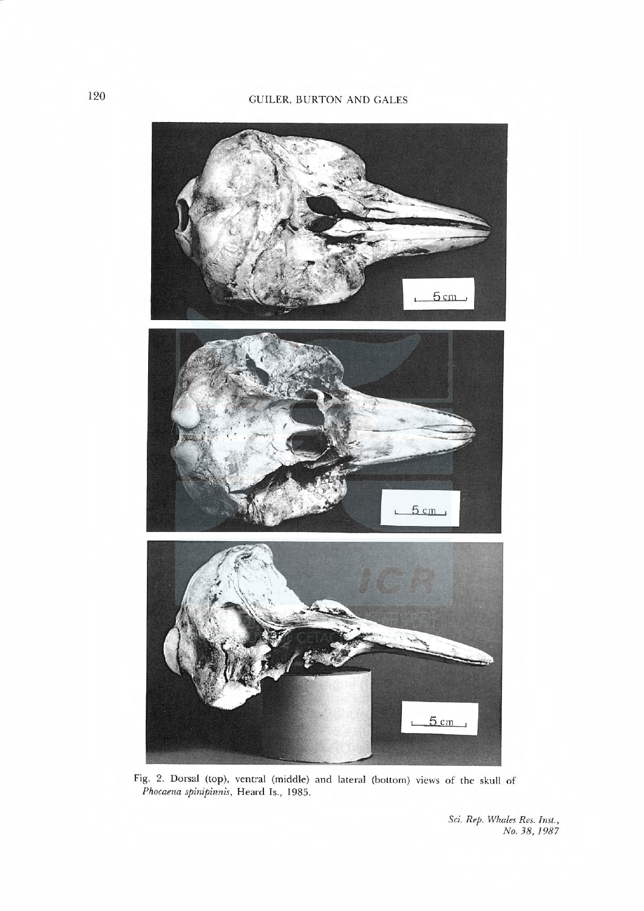Fig. 2. Dorsal (top), ventral (middle) and lateral (bottom) views of the skull of *Phocaena spinipinnis*, Heard Is., 1985.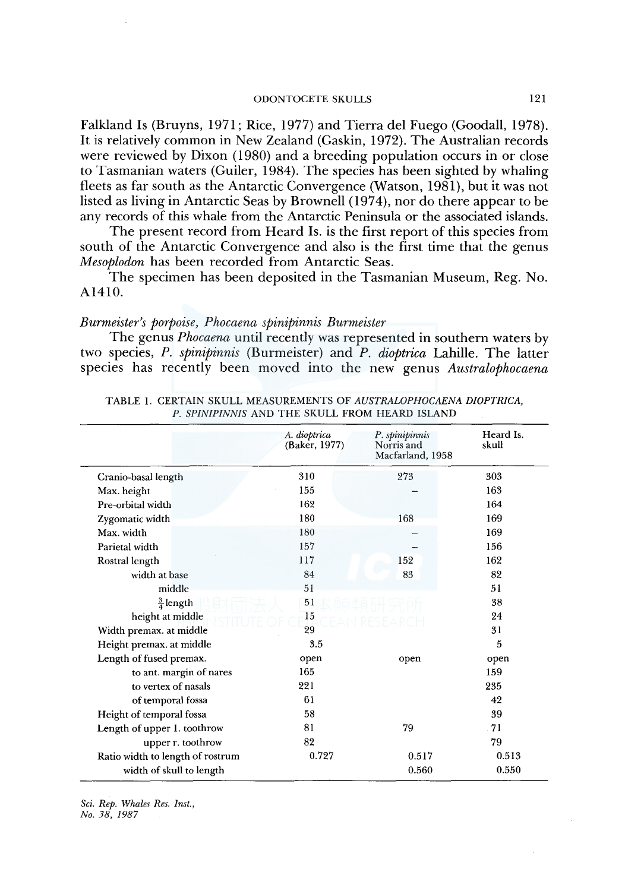Falkland Is (Bruyns, 1971; Rice, 1977) and Tierra del Fuego (Goodall, 1978). It is relatively common in New Zealand (Gaskin, 1972). The Australian records were reviewed by Dixon (1980) and a breeding population occurs in or close to Tasmanian waters (Guiler, 1984). The species has been sighted by whaling fleets as far south as the Antarctic Convergence (Watson, 1981), but it was not listed as living in Antarctic Seas by Brownell (1974), nor do there appear to be any records of this whale from the Antarctic Peninsula or the associated islands.

The present record from Heard Is. is the first report of this species from south of the Antarctic Convergence and also is the first time that the genus *Mesoplodon* has been recorded from Antarctic Seas.

The specimen has been deposited in the Tasmanian Museum, Reg. No. A1410.

*Burmeister's porpoise, Phocaena spinipinnis Burmeister*

The genus *Phocaena* until recently was represented in southern waters by two species, *P. spinipinnis* (Burmeister) and *P. dioptrica* Lahille. The latter species has recently been moved into the new genus *Australophocaena*

TABLE 1. CERTAIN SKULL MEASUREMENTS OF *AUSTRALOPHOCAENA DIOPTRICA*, *P. SPINIPINNIS* AND THE SKULL FROM HEARD ISLAND

| | *A. dioptrica* (Baker, 1977) | *P. spinipinnis* Norris and Macfarland, 1958 | Heard Is. skull |
|---|---|---|---|
| Cranio-basal length | 310 | 273 | 303 |
| Max. height | 155 | – | 163 |
| Pre-orbital width | 162 | | 164 |
| Zygomatic width | 180 | 168 | 169 |
| Max. width | 180 | – | 169 |
| Parietal width | 157 | – | 156 |
| Rostral length | 117 | 152 | 162 |
| width at base | 84 | 83 | 82 |
| middle | 51 | | 51 |
| $\frac{3}{4}$ length | 51 | | 38 |
| height at middle | 15 | | 24 |
| Width premax. at middle | 29 | | 31 |
| Height premax. at middle | 3.5 | | 5 |
| Length of fused premax. | open | open | open |
| to ant. margin of nares | 165 | | 159 |
| to vertex of nasals | 221 | | 235 |
| of temporal fossa | 61 | | 42 |
| Height of temporal fossa | 58 | | 39 |
| Length of upper l. toothrow | 81 | 79 | 71 |
| upper r. toothrow | 82 | | 79 |
| Ratio width to length of rostrum | 0.727 | 0.517 | 0.513 |
| width of skull to length | | 0.560 | 0.550 |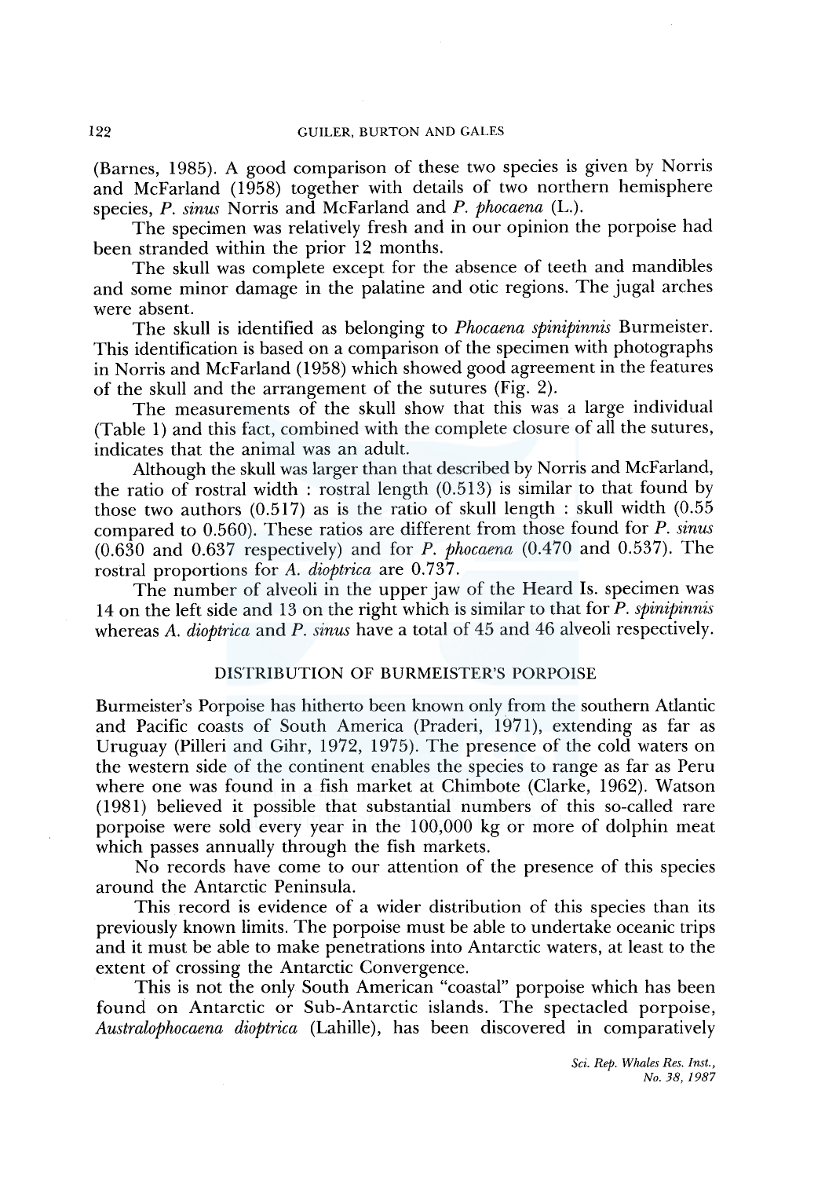(Barnes, 1985). A good comparison of these two species is given by Norris and McFarland (1958) together with details of two northern hemisphere species, *P. sinus* Norris and McFarland and *P. phocaena* (L.).

The specimen was relatively fresh and in our opinion the porpoise had been stranded within the prior 12 months.

The skull was complete except for the absence of teeth and mandibles and some minor damage in the palatine and otic regions. The jugal arches were absent.

The skull is identified as belonging to *Phocaena spinipinnis* Burmeister. This identification is based on a comparison of the specimen with photographs in Norris and McFarland (1958) which showed good agreement in the features of the skull and the arrangement of the sutures (Fig. 2).

The measurements of the skull show that this was a large individual (Table 1) and this fact, combined with the complete closure of all the sutures, indicates that the animal was an adult.

Although the skull was larger than that described by Norris and McFarland, the ratio of rostral width : rostral length (0.513) is similar to that found by those two authors (0.517) as is the ratio of skull length : skull width (0.55 compared to 0.560). These ratios are different from those found for *P. sinus* (0.630 and 0.637 respectively) and for *P. phocaena* (0.470 and 0.537). The rostral proportions for *A. dioptrica* are 0.737.

The number of alveoli in the upper jaw of the Heard Is. specimen was 14 on the left side and 13 on the right which is similar to that for *P. spinipinnis* whereas *A. dioptrica* and *P. sinus* have a total of 45 and 46 alveoli respectively.

## DISTRIBUTION OF BURMEISTER'S PORPOISE

Burmeister's Porpoise has hitherto been known only from the southern Atlantic and Pacific coasts of South America (Praderi, 1971), extending as far as Uruguay (Pilleri and Gihr, 1972, 1975). The presence of the cold waters on the western side of the continent enables the species to range as far as Peru where one was found in a fish market at Chimbote (Clarke, 1962). Watson (1981) believed it possible that substantial numbers of this so-called rare porpoise were sold every year in the 100,000 kg or more of dolphin meat which passes annually through the fish markets.

No records have come to our attention of the presence of this species around the Antarctic Peninsula.

This record is evidence of a wider distribution of this species than its previously known limits. The porpoise must be able to undertake oceanic trips and it must be able to make penetrations into Antarctic waters, at least to the extent of crossing the Antarctic Convergence.

This is not the only South American "coastal" porpoise which has been found on Antarctic or Sub-Antarctic islands. The spectacled porpoise, *Australophocaena dioptrica* (Lahille), has been discovered in comparatively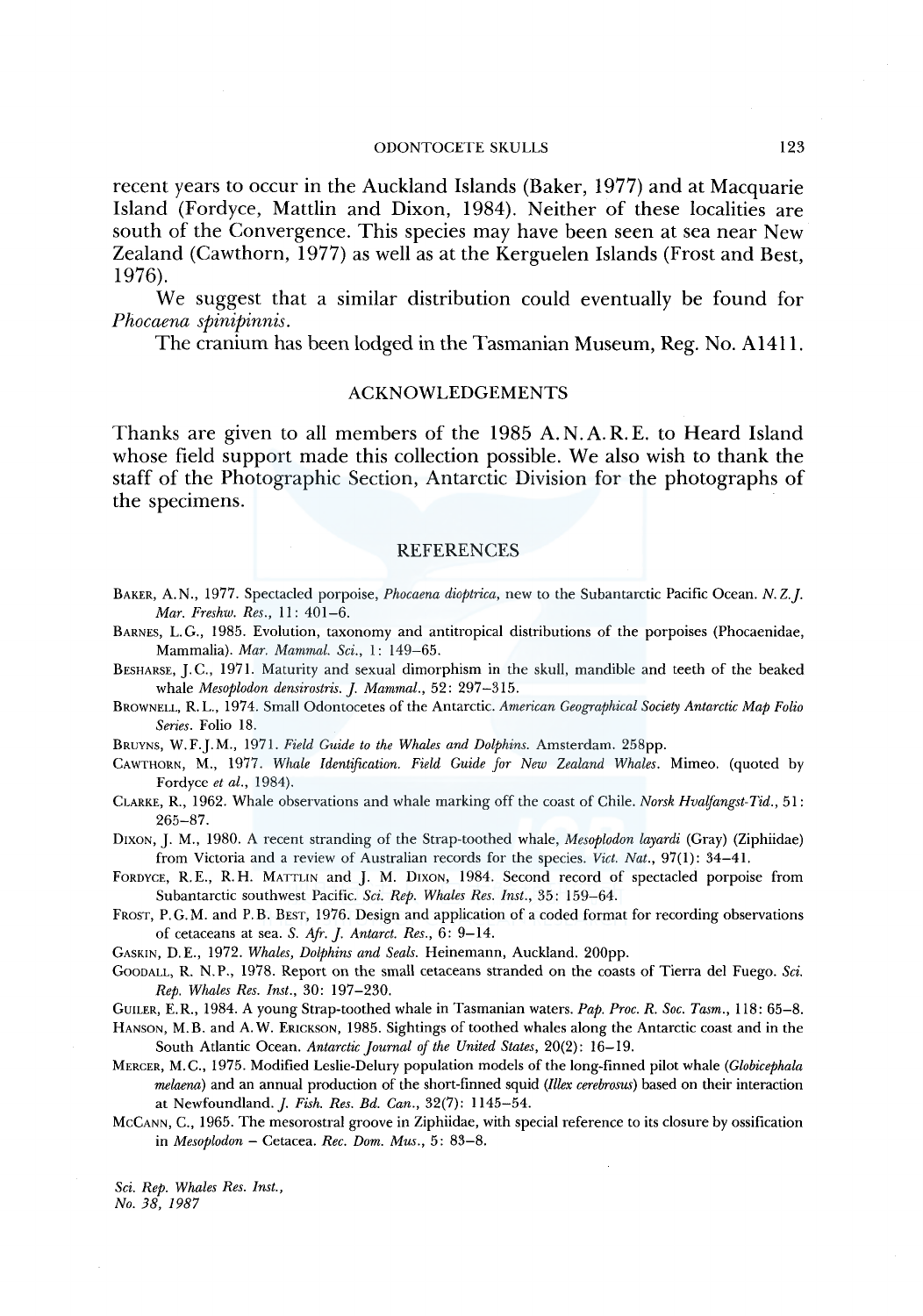recent years to occur in the Auckland Islands (Baker, 1977) and at Macquarie Island (Fordyce, Mattlin and Dixon, 1984). Neither of these localities are south of the Convergence. This species may have been seen at sea near New Zealand (Cawthorn, 1977) as well as at the Kerguelen Islands (Frost and Best, 1976).

We suggest that a similar distribution could eventually be found for *Phocaena spinipinnis*.

The cranium has been lodged in the Tasmanian Museum, Reg. No. A1411.

## ACKNOWLEDGEMENTS

Thanks are given to all members of the 1985 A.N.A.R.E. to Heard Island whose field support made this collection possible. We also wish to thank the staff of the Photographic Section, Antarctic Division for the photographs of the specimens.

## REFERENCES

Baker, A.N., 1977. Spectacled porpoise, *Phocaena dioptrica*, new to the Subantarctic Pacific Ocean. *N.Z.J. Mar. Freshw. Res.*, 11: 401–6.

Barnes, L.G., 1985. Evolution, taxonomy and antitropical distributions of the porpoises (Phocaenidae, Mammalia). *Mar. Mammal. Sci.*, 1: 149–65.

Besharse, J.C., 1971. Maturity and sexual dimorphism in the skull, mandible and teeth of the beaked whale *Mesoplodon densirostris*. *J. Mammal.*, 52: 297–315.

Brownell, R.L., 1974. Small Odontocetes of the Antarctic. *American Geographical Society Antarctic Map Folio Series*. Folio 18.

Bruyns, W.F.J.M., 1971. *Field Guide to the Whales and Dolphins*. Amsterdam. 258pp.

Cawthorn, M., 1977. *Whale Identification. Field Guide for New Zealand Whales*. Mimeo. (quoted by Fordyce *et al.*, 1984).

Clarke, R., 1962. Whale observations and whale marking off the coast of Chile. *Norsk Hvalfangst-Tid.*, 51: 265–87.

Dixon, J. M., 1980. A recent stranding of the Strap-toothed whale, *Mesoplodon layardi* (Gray) (Ziphiidae) from Victoria and a review of Australian records for the species. *Vict. Nat.*, 97(1): 34–41.

Fordyce, R.E., R.H. Mattlin and J. M. Dixon, 1984. Second record of spectacled porpoise from Subantarctic southwest Pacific. *Sci. Rep. Whales Res. Inst.*, 35: 159–64.

Frost, P.G.M. and P.B. Best, 1976. Design and application of a coded format for recording observations of cetaceans at sea. *S. Afr. J. Antarct. Res.*, 6: 9–14.

Gaskin, D.E., 1972. *Whales, Dolphins and Seals*. Heinemann, Auckland. 200pp.

Goodall, R. N.P., 1978. Report on the small cetaceans stranded on the coasts of Tierra del Fuego. *Sci. Rep. Whales Res. Inst.*, 30: 197–230.

Guiler, E.R., 1984. A young Strap-toothed whale in Tasmanian waters. *Pap. Proc. R. Soc. Tasm.*, 118: 65–8.

Hanson, M.B. and A.W. Erickson, 1985. Sightings of toothed whales along the Antarctic coast and in the South Atlantic Ocean. *Antarctic Journal of the United States*, 20(2): 16–19.

Mercer, M.C., 1975. Modified Leslie-Delury population models of the long-finned pilot whale (*Globicephala melaena*) and an annual production of the short-finned squid (*Illex cerebrosus*) based on their interaction at Newfoundland. *J. Fish. Res. Bd. Can.*, 32(7): 1145–54.

McCann, C., 1965. The mesorostral groove in Ziphiidae, with special reference to its closure by ossification in *Mesoplodon* – Cetacea. *Rec. Dom. Mus.*, 5: 83–8.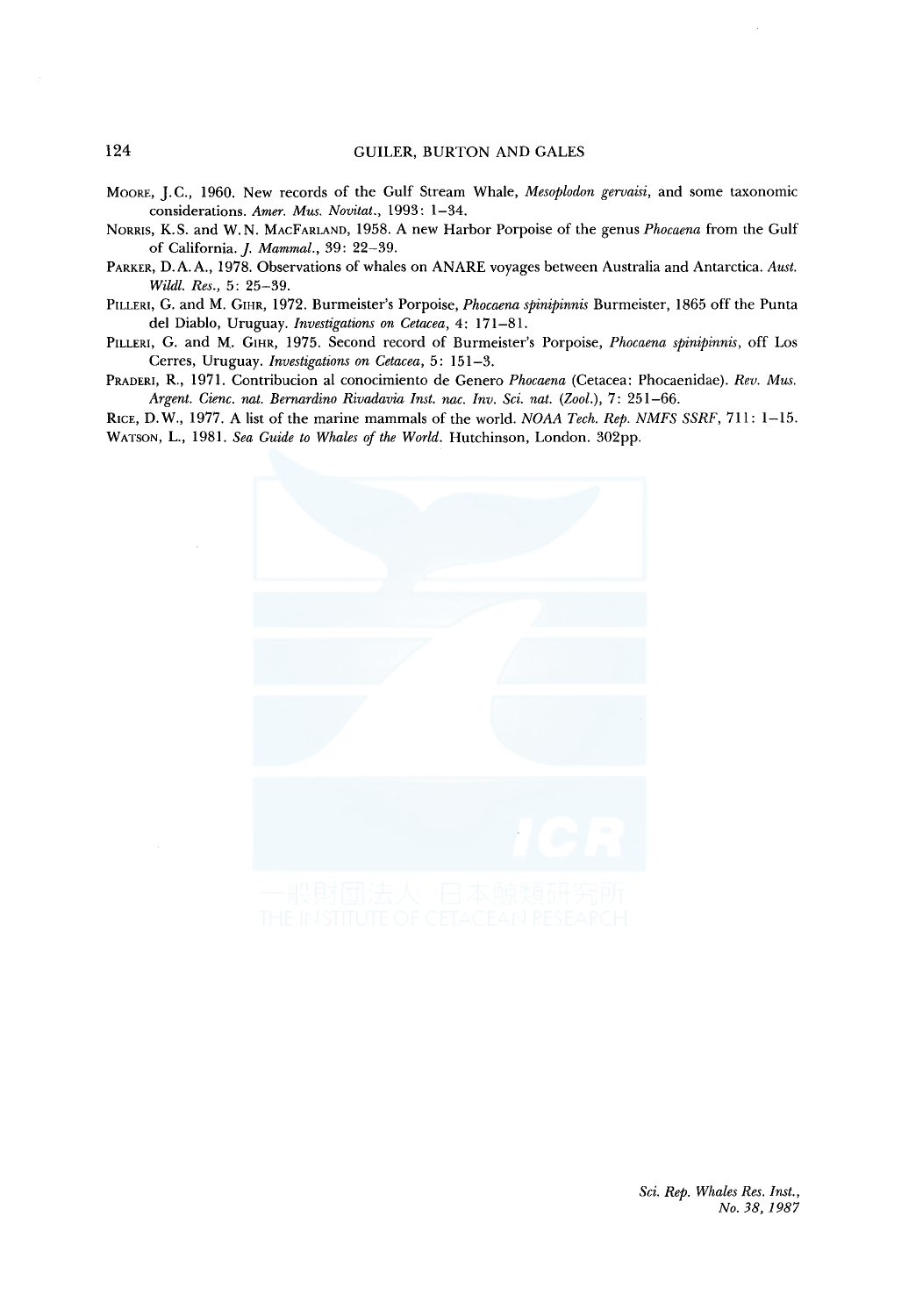Moore, J.C., 1960. New records of the Gulf Stream Whale, *Mesoplodon gervaisi*, and some taxonomic considerations. *Amer. Mus. Novitat.*, 1993: 1–34.

Norris, K.S. and W.N. MacFarland, 1958. A new Harbor Porpoise of the genus *Phocaena* from the Gulf of California. *J. Mammal.*, 39: 22–39.

Parker, D.A.A., 1978. Observations of whales on ANARE voyages between Australia and Antarctica. *Aust. Wildl. Res.*, 5: 25–39.

Pilleri, G. and M. Gihr, 1972. Burmeister's Porpoise, *Phocaena spinipinnis* Burmeister, 1865 off the Punta del Diablo, Uruguay. *Investigations on Cetacea*, 4: 171–81.

Pilleri, G. and M. Gihr, 1975. Second record of Burmeister's Porpoise, *Phocaena spinipinnis*, off Los Cerres, Uruguay. *Investigations on Cetacea*, 5: 151–3.

Praderi, R., 1971. Contribucion al conocimiento de Genero *Phocaena* (Cetacea: Phocaenidae). *Rev. Mus. Argent. Cienc. nat. Bernardino Rivadavia Inst. nac. Inv. Sci. nat. (Zool.)*, 7: 251–66.

Rice, D.W., 1977. A list of the marine mammals of the world. *NOAA Tech. Rep. NMFS SSRF*, 711: 1–15.

Watson, L., 1981. *Sea Guide to Whales of the World.* Hutchinson, London. 302pp.